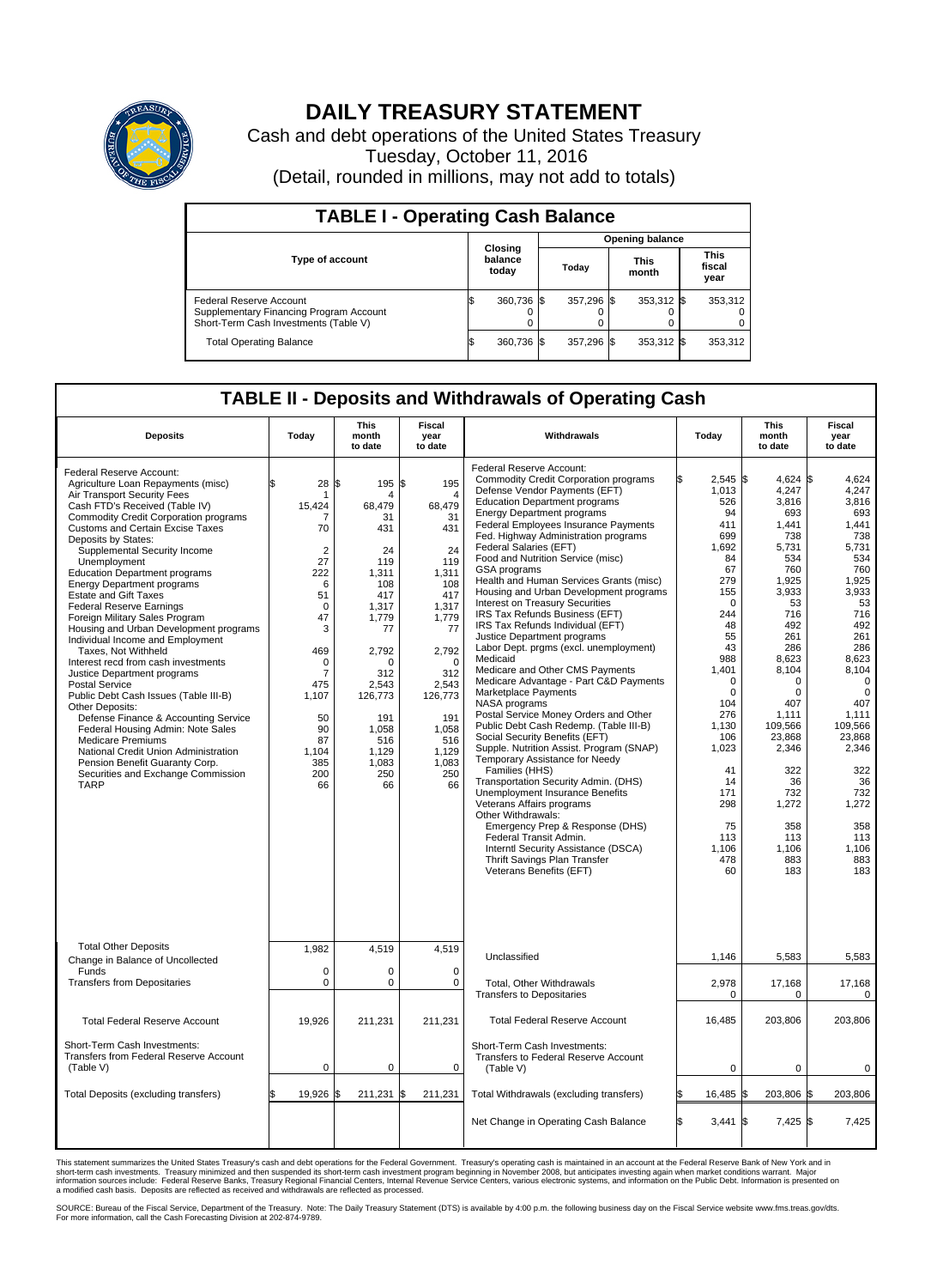# DAILY TREASURY STATEMENT

Cash and debt operations of the United States Treasury
Tuesday, October 11, 2016
(Detail, rounded in millions, may not add to totals)

## TABLE I - Operating Cash Balance

| Type of account | Closing balance today | Opening balance Today | Opening balance This month | Opening balance This fiscal year |
|---|---|---|---|---|
| Federal Reserve Account | $ 360,736 | $ 357,296 | $ 353,312 | $ 353,312 |
| Supplementary Financing Program Account | 0 | 0 | 0 | 0 |
| Short-Term Cash Investments (Table V) | 0 | 0 | 0 | 0 |
| Total Operating Balance | $ 360,736 | $ 357,296 | $ 353,312 | $ 353,312 |

## TABLE II - Deposits and Withdrawals of Operating Cash

| Deposits | Today | This month to date | Fiscal year to date |
|---|---|---|---|
| Federal Reserve Account: | | | |
| Agriculture Loan Repayments (misc) | $ 28 | $ 195 | $ 195 |
| Air Transport Security Fees | 1 | 4 | 4 |
| Cash FTD's Received (Table IV) | 15,424 | 68,479 | 68,479 |
| Commodity Credit Corporation programs | 7 | 31 | 31 |
| Customs and Certain Excise Taxes | 70 | 431 | 431 |
| Deposits by States: | | | |
| Supplemental Security Income | 2 | 24 | 24 |
| Unemployment | 27 | 119 | 119 |
| Education Department programs | 222 | 1,311 | 1,311 |
| Energy Department programs | 6 | 108 | 108 |
| Estate and Gift Taxes | 51 | 417 | 417 |
| Federal Reserve Earnings | 0 | 1,317 | 1,317 |
| Foreign Military Sales Program | 47 | 1,779 | 1,779 |
| Housing and Urban Development programs | 3 | 77 | 77 |
| Individual Income and Employment Taxes, Not Withheld | 469 | 2,792 | 2,792 |
| Interest recd from cash investments | 0 | 0 | 0 |
| Justice Department programs | 7 | 312 | 312 |
| Postal Service | 475 | 2,543 | 2,543 |
| Public Debt Cash Issues (Table III-B) | 1,107 | 126,773 | 126,773 |
| Other Deposits: | | | |
| Defense Finance & Accounting Service | 50 | 191 | 191 |
| Federal Housing Admin: Note Sales | 90 | 1,058 | 1,058 |
| Medicare Premiums | 87 | 516 | 516 |
| National Credit Union Administration | 1,104 | 1,129 | 1,129 |
| Pension Benefit Guaranty Corp. | 385 | 1,083 | 1,083 |
| Securities and Exchange Commission | 200 | 250 | 250 |
| TARP | 66 | 66 | 66 |
| Total Other Deposits | 1,982 | 4,519 | 4,519 |
| Change in Balance of Uncollected Funds | 0 | 0 | 0 |
| Transfers from Depositaries | 0 | 0 | 0 |
| Total Federal Reserve Account | 19,926 | 211,231 | 211,231 |
| Short-Term Cash Investments: Transfers from Federal Reserve Account (Table V) | 0 | 0 | 0 |
| Total Deposits (excluding transfers) | $ 19,926 | $ 211,231 | $ 211,231 |

| Withdrawals | Today | This month to date | Fiscal year to date |
|---|---|---|---|
| Federal Reserve Account: | | | |
| Commodity Credit Corporation programs | $ 2,545 | $ 4,624 | $ 4,624 |
| Defense Vendor Payments (EFT) | 1,013 | 4,247 | 4,247 |
| Education Department programs | 526 | 3,816 | 3,816 |
| Energy Department programs | 94 | 693 | 693 |
| Federal Employees Insurance Payments | 411 | 1,441 | 1,441 |
| Fed. Highway Administration programs | 699 | 738 | 738 |
| Federal Salaries (EFT) | 1,692 | 5,731 | 5,731 |
| Food and Nutrition Service (misc) | 84 | 534 | 534 |
| GSA programs | 67 | 760 | 760 |
| Health and Human Services Grants (misc) | 279 | 1,925 | 1,925 |
| Housing and Urban Development programs | 155 | 3,933 | 3,933 |
| Interest on Treasury Securities | 0 | 53 | 53 |
| IRS Tax Refunds Business (EFT) | 244 | 716 | 716 |
| IRS Tax Refunds Individual (EFT) | 48 | 492 | 492 |
| Justice Department programs | 55 | 261 | 261 |
| Labor Dept. prgms (excl. unemployment) | 43 | 286 | 286 |
| Medicaid | 988 | 8,623 | 8,623 |
| Medicare and Other CMS Payments | 1,401 | 8,104 | 8,104 |
| Medicare Advantage - Part C&D Payments | 0 | 0 | 0 |
| Marketplace Payments | 0 | 0 | 0 |
| NASA programs | 104 | 407 | 407 |
| Postal Service Money Orders and Other | 276 | 1,111 | 1,111 |
| Public Debt Cash Redemp. (Table III-B) | 1,130 | 109,566 | 109,566 |
| Social Security Benefits (EFT) | 106 | 23,868 | 23,868 |
| Supple. Nutrition Assist. Program (SNAP) | 1,023 | 2,346 | 2,346 |
| Temporary Assistance for Needy Families (HHS) | 41 | 322 | 322 |
| Transportation Security Admin. (DHS) | 14 | 36 | 36 |
| Unemployment Insurance Benefits | 171 | 732 | 732 |
| Veterans Affairs programs | 298 | 1,272 | 1,272 |
| Other Withdrawals: | | | |
| Emergency Prep & Response (DHS) | 75 | 358 | 358 |
| Federal Transit Admin. | 113 | 113 | 113 |
| Interntl Security Assistance (DSCA) | 1,106 | 1,106 | 1,106 |
| Thrift Savings Plan Transfer | 478 | 883 | 883 |
| Veterans Benefits (EFT) | 60 | 183 | 183 |
| Unclassified | 1,146 | 5,583 | 5,583 |
| Total, Other Withdrawals | 2,978 | 17,168 | 17,168 |
| Transfers to Depositaries | 0 | 0 | 0 |
| Total Federal Reserve Account | 16,485 | 203,806 | 203,806 |
| Short-Term Cash Investments: Transfers to Federal Reserve Account (Table V) | 0 | 0 | 0 |
| Total Withdrawals (excluding transfers) | $ 16,485 | $ 203,806 | $ 203,806 |
| Net Change in Operating Cash Balance | $ 3,441 | $ 7,425 | $ 7,425 |

This statement summarizes the United States Treasury's cash and debt operations for the Federal Government. Treasury's operating cash is maintained in an account at the Federal Reserve Bank of New York and in short-term cash investments. Treasury minimized and then suspended its short-term cash investment program beginning in November 2008, but anticipates investing again when market conditions warrant. Major information sources include: Federal Reserve Banks, Treasury Regional Financial Centers, Internal Revenue Service Centers, various electronic systems, and information on the Public Debt. Information is presented on a modified cash basis. Deposits are reflected as received and withdrawals are reflected as processed.

SOURCE: Bureau of the Fiscal Service, Department of the Treasury. Note: The Daily Treasury Statement (DTS) is available by 4:00 p.m. the following business day on the Fiscal Service website www.fms.treas.gov/dts. For more information, call the Cash Forecasting Division at 202-874-9789.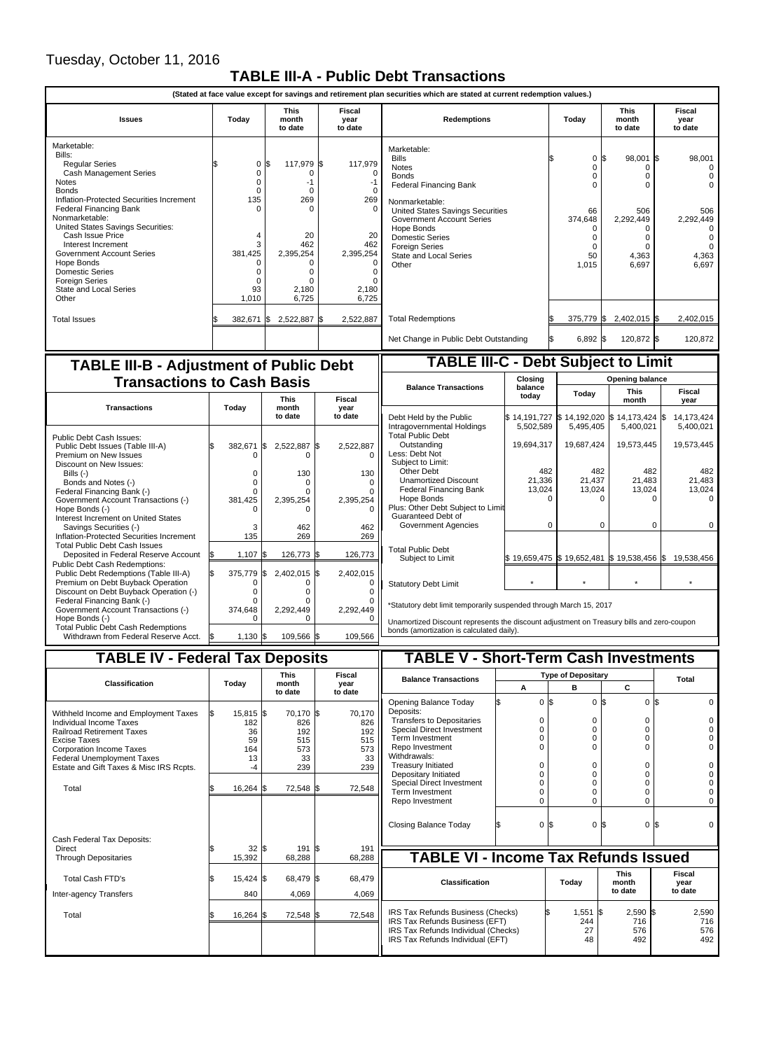Tuesday, October 11, 2016

# TABLE III-A - Public Debt Transactions

(Stated at face value except for savings and retirement plan securities which are stated at current redemption values.)

| Issues | Today | This month to date | Fiscal year to date |
|---|---|---|---|
| Marketable: | | | |
| Bills: | | | |
| Regular Series | $ 0 | $ 117,979 | $ 117,979 |
| Cash Management Series | 0 | 0 | 0 |
| Notes | 0 | -1 | -1 |
| Bonds | 0 | 0 | 0 |
| Inflation-Protected Securities Increment | 135 | 269 | 269 |
| Federal Financing Bank | 0 | 0 | 0 |
| Nonmarketable: | | | |
| United States Savings Securities: | | | |
| Cash Issue Price | 4 | 20 | 20 |
| Interest Increment | 3 | 462 | 462 |
| Government Account Series | 381,425 | 2,395,254 | 2,395,254 |
| Hope Bonds | 0 | 0 | 0 |
| Domestic Series | 0 | 0 | 0 |
| Foreign Series | 0 | 0 | 0 |
| State and Local Series | 93 | 2,180 | 2,180 |
| Other | 1,010 | 6,725 | 6,725 |
| Total Issues | $ 382,671 | $ 2,522,887 | $ 2,522,887 |

| Redemptions | Today | This month to date | Fiscal year to date |
|---|---|---|---|
| Marketable: | | | |
| Bills | $ 0 | $ 98,001 | $ 98,001 |
| Notes | 0 | 0 | 0 |
| Bonds | 0 | 0 | 0 |
| Federal Financing Bank | 0 | 0 | 0 |
| Nonmarketable: | | | |
| United States Savings Securities | 66 | 506 | 506 |
| Government Account Series | 374,648 | 2,292,449 | 2,292,449 |
| Hope Bonds | 0 | 0 | 0 |
| Domestic Series | 0 | 0 | 0 |
| Foreign Series | 0 | 0 | 0 |
| State and Local Series | 50 | 4,363 | 4,363 |
| Other | 1,015 | 6,697 | 6,697 |
| Total Redemptions | $ 375,779 | $ 2,402,015 | $ 2,402,015 |
| Net Change in Public Debt Outstanding | $ 6,892 | $ 120,872 | $ 120,872 |

# TABLE III-B - Adjustment of Public Debt Transactions to Cash Basis

| Transactions | Today | This month to date | Fiscal year to date |
|---|---|---|---|
| Public Debt Cash Issues: | | | |
| Public Debt Issues (Table III-A) | $ 382,671 | $ 2,522,887 | $ 2,522,887 |
| Premium on New Issues | 0 | 0 | 0 |
| Discount on New Issues: | | | |
| Bills (-) | 0 | 130 | 130 |
| Bonds and Notes (-) | 0 | 0 | 0 |
| Federal Financing Bank (-) | 0 | 0 | 0 |
| Government Account Transactions (-) | 381,425 | 2,395,254 | 2,395,254 |
| Hope Bonds (-) | 0 | 0 | 0 |
| Interest Increment on United States Savings Securities (-) | 3 | 462 | 462 |
| Inflation-Protected Securities Increment | 135 | 269 | 269 |
| Total Public Debt Cash Issues Deposited in Federal Reserve Account | $ 1,107 | $ 126,773 | $ 126,773 |
| Public Debt Cash Redemptions: | | | |
| Public Debt Redemptions (Table III-A) | $ 375,779 | $ 2,402,015 | $ 2,402,015 |
| Premium on Debt Buyback Operation | 0 | 0 | 0 |
| Discount on Debt Buyback Operation (-) | 0 | 0 | 0 |
| Federal Financing Bank (-) | 0 | 0 | 0 |
| Government Account Transactions (-) | 374,648 | 2,292,449 | 2,292,449 |
| Hope Bonds (-) | 0 | 0 | 0 |
| Total Public Debt Cash Redemptions Withdrawn from Federal Reserve Acct. | $ 1,130 | $ 109,566 | $ 109,566 |

# TABLE III-C - Debt Subject to Limit

| Balance Transactions | Closing balance today | Opening balance Today | Opening balance This month | Opening balance Fiscal year |
|---|---|---|---|---|
| Debt Held by the Public | $ 14,191,727 | $ 14,192,020 | $ 14,173,424 | $ 14,173,424 |
| Intragovernmental Holdings | 5,502,589 | 5,495,405 | 5,400,021 | 5,400,021 |
| Total Public Debt Outstanding | 19,694,317 | 19,687,424 | 19,573,445 | 19,573,445 |
| Less: Debt Not Subject to Limit: | | | | |
| Other Debt | 482 | 482 | 482 | 482 |
| Unamortized Discount | 21,336 | 21,437 | 21,483 | 21,483 |
| Federal Financing Bank | 13,024 | 13,024 | 13,024 | 13,024 |
| Hope Bonds | 0 | 0 | 0 | 0 |
| Plus: Other Debt Subject to Limit | | | | |
| Guaranteed Debt of Government Agencies | 0 | 0 | 0 | 0 |
| Total Public Debt Subject to Limit | $ 19,659,475 | $ 19,652,481 | $ 19,538,456 | $ 19,538,456 |
| Statutory Debt Limit | * | * | * | * |

*Statutory debt limit temporarily suspended through March 15, 2017

Unamortized Discount represents the discount adjustment on Treasury bills and zero-coupon bonds (amortization is calculated daily).

# TABLE IV - Federal Tax Deposits

| Classification | Today | This month to date | Fiscal year to date |
|---|---|---|---|
| Withheld Income and Employment Taxes | $ 15,815 | $ 70,170 | $ 70,170 |
| Individual Income Taxes | 182 | 826 | 826 |
| Railroad Retirement Taxes | 36 | 192 | 192 |
| Excise Taxes | 59 | 515 | 515 |
| Corporation Income Taxes | 164 | 573 | 573 |
| Federal Unemployment Taxes | 13 | 33 | 33 |
| Estate and Gift Taxes & Misc IRS Rcpts. | -4 | 239 | 239 |
| Total | $ 16,264 | $ 72,548 | $ 72,548 |
| Cash Federal Tax Deposits: | | | |
| Direct | $ 32 | $ 191 | $ 191 |
| Through Depositaries | 15,392 | 68,288 | 68,288 |
| Total Cash FTD's | $ 15,424 | $ 68,479 | $ 68,479 |
| Inter-agency Transfers | 840 | 4,069 | 4,069 |
| Total | $ 16,264 | $ 72,548 | $ 72,548 |

# TABLE V - Short-Term Cash Investments

| Balance Transactions | Type of Depositary A | B | C | Total |
|---|---|---|---|---|
| Opening Balance Today | $ 0 | $ 0 | $ 0 | $ 0 |
| Deposits: | | | | |
| Transfers to Depositaries | 0 | 0 | 0 | 0 |
| Special Direct Investment | 0 | 0 | 0 | 0 |
| Term Investment | 0 | 0 | 0 | 0 |
| Repo Investment | 0 | 0 | 0 | 0 |
| Withdrawals: | | | | |
| Treasury Initiated | 0 | 0 | 0 | 0 |
| Depositary Initiated | 0 | 0 | 0 | 0 |
| Special Direct Investment | 0 | 0 | 0 | 0 |
| Term Investment | 0 | 0 | 0 | 0 |
| Repo Investment | 0 | 0 | 0 | 0 |
| Closing Balance Today | $ 0 | $ 0 | $ 0 | $ 0 |

# TABLE VI - Income Tax Refunds Issued

| Classification | Today | This month to date | Fiscal year to date |
|---|---|---|---|
| IRS Tax Refunds Business (Checks) | $ 1,551 | $ 2,590 | $ 2,590 |
| IRS Tax Refunds Business (EFT) | 244 | 716 | 716 |
| IRS Tax Refunds Individual (Checks) | 27 | 576 | 576 |
| IRS Tax Refunds Individual (EFT) | 48 | 492 | 492 |